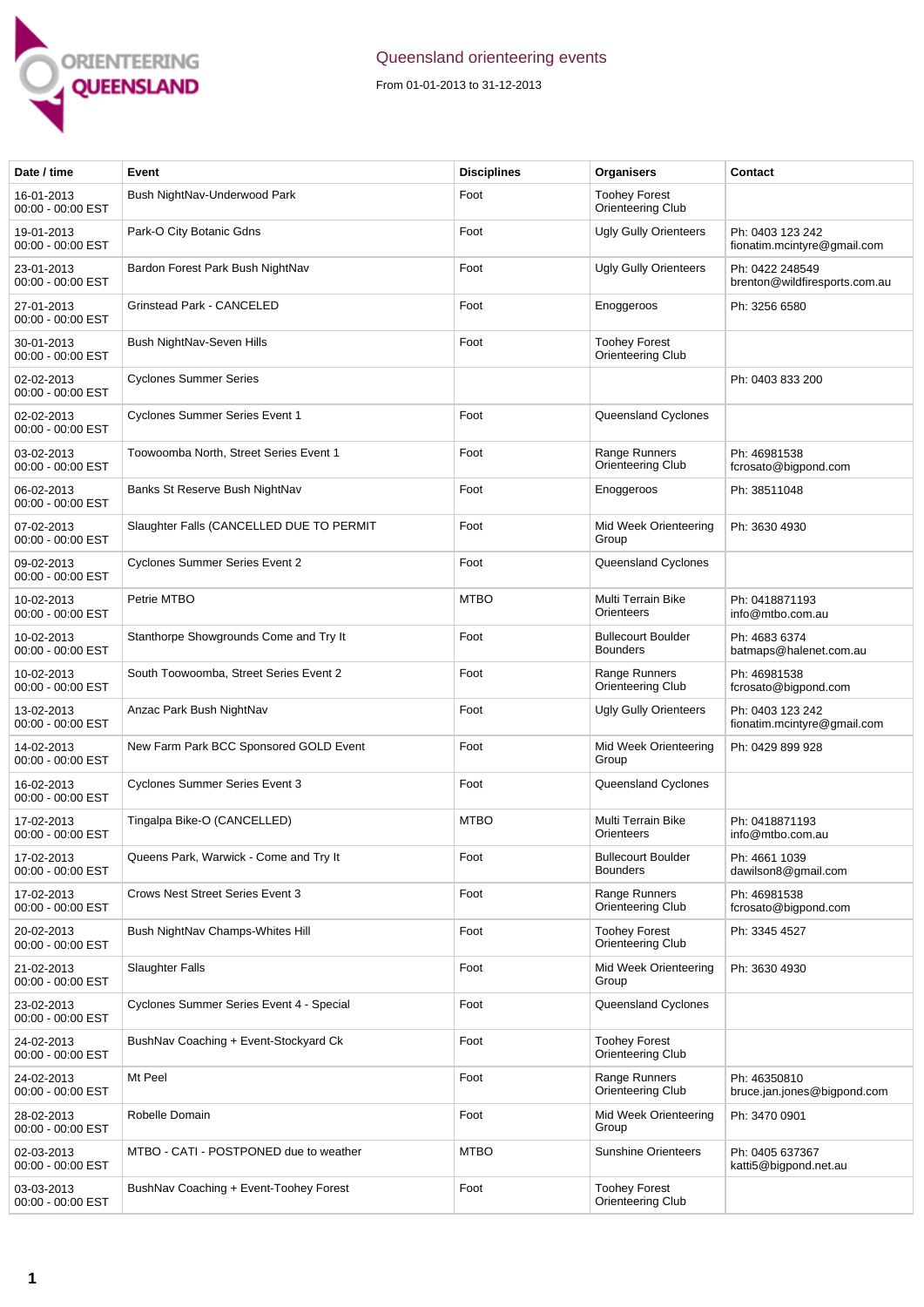# Queensland orienteering events

From 01-01-2013 to 31-12-2013

| Date / time | Event | Disciplines | Organisers | Contact |
|---|---|---|---|---|
| 16-01-2013 00:00 - 00:00 EST | Bush NightNav-Underwood Park | Foot | Toohey Forest Orienteering Club | |
| 19-01-2013 00:00 - 00:00 EST | Park-O City Botanic Gdns | Foot | Ugly Gully Orienteers | Ph: 0403 123 242 fionatim.mcintyre@gmail.com |
| 23-01-2013 00:00 - 00:00 EST | Bardon Forest Park Bush NightNav | Foot | Ugly Gully Orienteers | Ph: 0422 248549 brenton@wildfiresports.com.au |
| 27-01-2013 00:00 - 00:00 EST | Grinstead Park - CANCELED | Foot | Enoggeroos | Ph: 3256 6580 |
| 30-01-2013 00:00 - 00:00 EST | Bush NightNav-Seven Hills | Foot | Toohey Forest Orienteering Club | |
| 02-02-2013 00:00 - 00:00 EST | Cyclones Summer Series | | | Ph: 0403 833 200 |
| 02-02-2013 00:00 - 00:00 EST | Cyclones Summer Series Event 1 | Foot | Queensland Cyclones | |
| 03-02-2013 00:00 - 00:00 EST | Toowoomba North, Street Series Event 1 | Foot | Range Runners Orienteering Club | Ph: 46981538 fcrosato@bigpond.com |
| 06-02-2013 00:00 - 00:00 EST | Banks St Reserve Bush NightNav | Foot | Enoggeroos | Ph: 38511048 |
| 07-02-2013 00:00 - 00:00 EST | Slaughter Falls (CANCELLED DUE TO PERMIT | Foot | Mid Week Orienteering Group | Ph: 3630 4930 |
| 09-02-2013 00:00 - 00:00 EST | Cyclones Summer Series Event 2 | Foot | Queensland Cyclones | |
| 10-02-2013 00:00 - 00:00 EST | Petrie MTBO | MTBO | Multi Terrain Bike Orienteers | Ph: 0418871193 info@mtbo.com.au |
| 10-02-2013 00:00 - 00:00 EST | Stanthorpe Showgrounds Come and Try It | Foot | Bullecourt Boulder Bounders | Ph: 4683 6374 batmaps@halenet.com.au |
| 10-02-2013 00:00 - 00:00 EST | South Toowoomba, Street Series Event 2 | Foot | Range Runners Orienteering Club | Ph: 46981538 fcrosato@bigpond.com |
| 13-02-2013 00:00 - 00:00 EST | Anzac Park Bush NightNav | Foot | Ugly Gully Orienteers | Ph: 0403 123 242 fionatim.mcintyre@gmail.com |
| 14-02-2013 00:00 - 00:00 EST | New Farm Park BCC Sponsored GOLD Event | Foot | Mid Week Orienteering Group | Ph: 0429 899 928 |
| 16-02-2013 00:00 - 00:00 EST | Cyclones Summer Series Event 3 | Foot | Queensland Cyclones | |
| 17-02-2013 00:00 - 00:00 EST | Tingalpa Bike-O (CANCELLED) | MTBO | Multi Terrain Bike Orienteers | Ph: 0418871193 info@mtbo.com.au |
| 17-02-2013 00:00 - 00:00 EST | Queens Park, Warwick - Come and Try It | Foot | Bullecourt Boulder Bounders | Ph: 4661 1039 dawilson8@gmail.com |
| 17-02-2013 00:00 - 00:00 EST | Crows Nest Street Series Event 3 | Foot | Range Runners Orienteering Club | Ph: 46981538 fcrosato@bigpond.com |
| 20-02-2013 00:00 - 00:00 EST | Bush NightNav Champs-Whites Hill | Foot | Toohey Forest Orienteering Club | Ph: 3345 4527 |
| 21-02-2013 00:00 - 00:00 EST | Slaughter Falls | Foot | Mid Week Orienteering Group | Ph: 3630 4930 |
| 23-02-2013 00:00 - 00:00 EST | Cyclones Summer Series Event 4 - Special | Foot | Queensland Cyclones | |
| 24-02-2013 00:00 - 00:00 EST | BushNav Coaching + Event-Stockyard Ck | Foot | Toohey Forest Orienteering Club | |
| 24-02-2013 00:00 - 00:00 EST | Mt Peel | Foot | Range Runners Orienteering Club | Ph: 46350810 bruce.jan.jones@bigpond.com |
| 28-02-2013 00:00 - 00:00 EST | Robelle Domain | Foot | Mid Week Orienteering Group | Ph: 3470 0901 |
| 02-03-2013 00:00 - 00:00 EST | MTBO - CATI - POSTPONED due to weather | MTBO | Sunshine Orienteers | Ph: 0405 637367 katti5@bigpond.net.au |
| 03-03-2013 00:00 - 00:00 EST | BushNav Coaching + Event-Toohey Forest | Foot | Toohey Forest Orienteering Club | |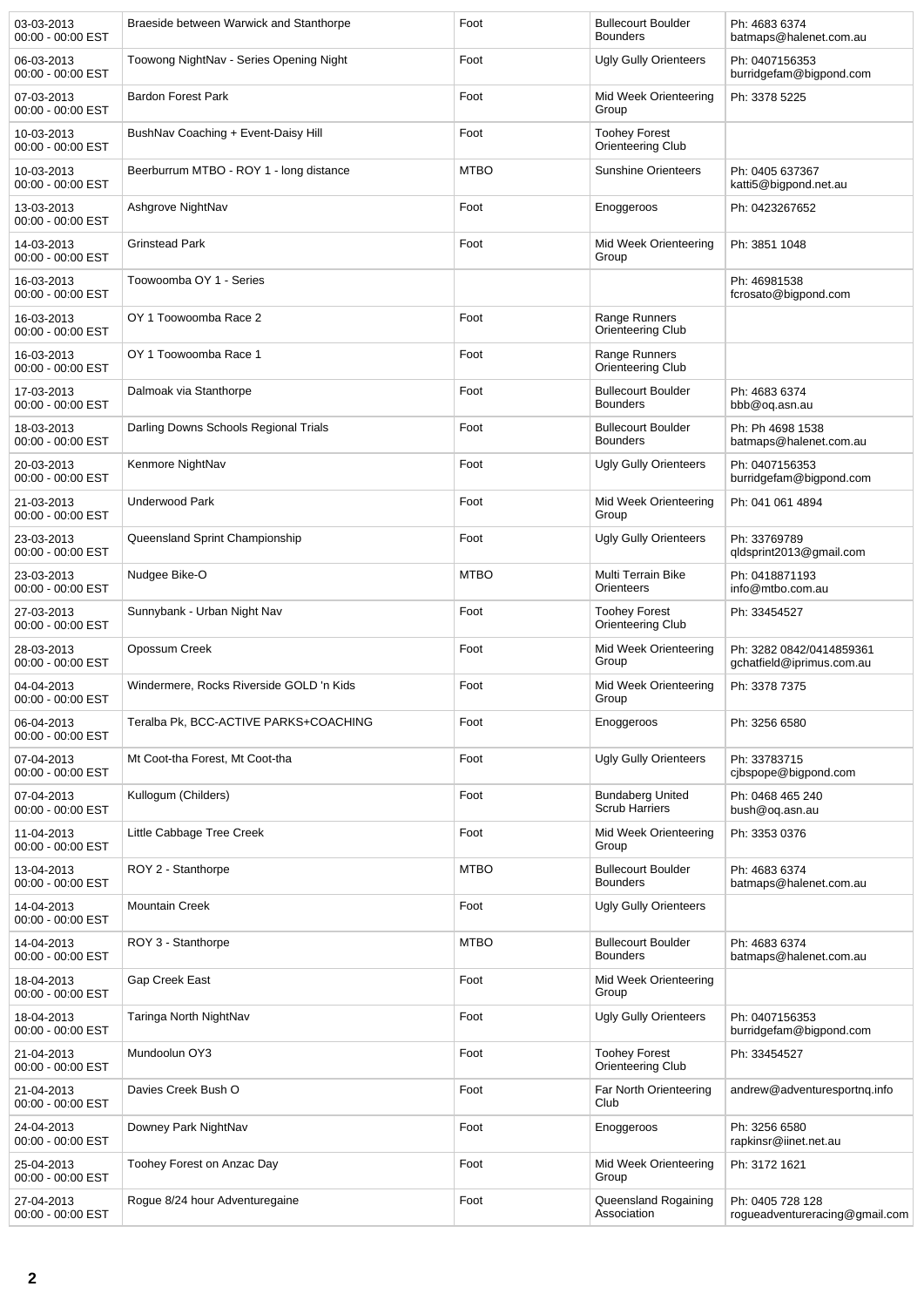| | | | | |
|---|---|---|---|---|
| 03-03-2013 00:00 - 00:00 EST | Braeside between Warwick and Stanthorpe | Foot | Bullecourt Boulder Bounders | Ph: 4683 6374 batmaps@halenet.com.au |
| 06-03-2013 00:00 - 00:00 EST | Toowong NightNav - Series Opening Night | Foot | Ugly Gully Orienteers | Ph: 0407156353 burridgefam@bigpond.com |
| 07-03-2013 00:00 - 00:00 EST | Bardon Forest Park | Foot | Mid Week Orienteering Group | Ph: 3378 5225 |
| 10-03-2013 00:00 - 00:00 EST | BushNav Coaching + Event-Daisy Hill | Foot | Toohey Forest Orienteering Club | |
| 10-03-2013 00:00 - 00:00 EST | Beerburrum MTBO - ROY 1 - long distance | MTBO | Sunshine Orienteers | Ph: 0405 637367 katti5@bigpond.net.au |
| 13-03-2013 00:00 - 00:00 EST | Ashgrove NightNav | Foot | Enoggeroos | Ph: 0423267652 |
| 14-03-2013 00:00 - 00:00 EST | Grinstead Park | Foot | Mid Week Orienteering Group | Ph: 3851 1048 |
| 16-03-2013 00:00 - 00:00 EST | Toowoomba OY 1 - Series | | | Ph: 46981538 fcrosato@bigpond.com |
| 16-03-2013 00:00 - 00:00 EST | OY 1 Toowoomba Race 2 | Foot | Range Runners Orienteering Club | |
| 16-03-2013 00:00 - 00:00 EST | OY 1 Toowoomba Race 1 | Foot | Range Runners Orienteering Club | |
| 17-03-2013 00:00 - 00:00 EST | Dalmoak via Stanthorpe | Foot | Bullecourt Boulder Bounders | Ph: 4683 6374 bbb@oq.asn.au |
| 18-03-2013 00:00 - 00:00 EST | Darling Downs Schools Regional Trials | Foot | Bullecourt Boulder Bounders | Ph: Ph 4698 1538 batmaps@halenet.com.au |
| 20-03-2013 00:00 - 00:00 EST | Kenmore NightNav | Foot | Ugly Gully Orienteers | Ph: 0407156353 burridgefam@bigpond.com |
| 21-03-2013 00:00 - 00:00 EST | Underwood Park | Foot | Mid Week Orienteering Group | Ph: 041 061 4894 |
| 23-03-2013 00:00 - 00:00 EST | Queensland Sprint Championship | Foot | Ugly Gully Orienteers | Ph: 33769789 qldsprint2013@gmail.com |
| 23-03-2013 00:00 - 00:00 EST | Nudgee Bike-O | MTBO | Multi Terrain Bike Orienteers | Ph: 0418871193 info@mtbo.com.au |
| 27-03-2013 00:00 - 00:00 EST | Sunnybank - Urban Night Nav | Foot | Toohey Forest Orienteering Club | Ph: 33454527 |
| 28-03-2013 00:00 - 00:00 EST | Opossum Creek | Foot | Mid Week Orienteering Group | Ph: 3282 0842/0414859361 gchatfield@iprimus.com.au |
| 04-04-2013 00:00 - 00:00 EST | Windermere, Rocks Riverside GOLD 'n Kids | Foot | Mid Week Orienteering Group | Ph: 3378 7375 |
| 06-04-2013 00:00 - 00:00 EST | Teralba Pk, BCC-ACTIVE PARKS+COACHING | Foot | Enoggeroos | Ph: 3256 6580 |
| 07-04-2013 00:00 - 00:00 EST | Mt Coot-tha Forest, Mt Coot-tha | Foot | Ugly Gully Orienteers | Ph: 33783715 cjbspope@bigpond.com |
| 07-04-2013 00:00 - 00:00 EST | Kullogum (Childers) | Foot | Bundaberg United Scrub Harriers | Ph: 0468 465 240 bush@oq.asn.au |
| 11-04-2013 00:00 - 00:00 EST | Little Cabbage Tree Creek | Foot | Mid Week Orienteering Group | Ph: 3353 0376 |
| 13-04-2013 00:00 - 00:00 EST | ROY 2 - Stanthorpe | MTBO | Bullecourt Boulder Bounders | Ph: 4683 6374 batmaps@halenet.com.au |
| 14-04-2013 00:00 - 00:00 EST | Mountain Creek | Foot | Ugly Gully Orienteers | |
| 14-04-2013 00:00 - 00:00 EST | ROY 3 - Stanthorpe | MTBO | Bullecourt Boulder Bounders | Ph: 4683 6374 batmaps@halenet.com.au |
| 18-04-2013 00:00 - 00:00 EST | Gap Creek East | Foot | Mid Week Orienteering Group | |
| 18-04-2013 00:00 - 00:00 EST | Taringa North NightNav | Foot | Ugly Gully Orienteers | Ph: 0407156353 burridgefam@bigpond.com |
| 21-04-2013 00:00 - 00:00 EST | Mundoolun OY3 | Foot | Toohey Forest Orienteering Club | Ph: 33454527 |
| 21-04-2013 00:00 - 00:00 EST | Davies Creek Bush O | Foot | Far North Orienteering Club | andrew@adventuresportnq.info |
| 24-04-2013 00:00 - 00:00 EST | Downey Park NightNav | Foot | Enoggeroos | Ph: 3256 6580 rapkinsr@iinet.net.au |
| 25-04-2013 00:00 - 00:00 EST | Toohey Forest on Anzac Day | Foot | Mid Week Orienteering Group | Ph: 3172 1621 |
| 27-04-2013 00:00 - 00:00 EST | Rogue 8/24 hour Adventuregaine | Foot | Queensland Rogaining Association | Ph: 0405 728 128 rogueadventureracing@gmail.com |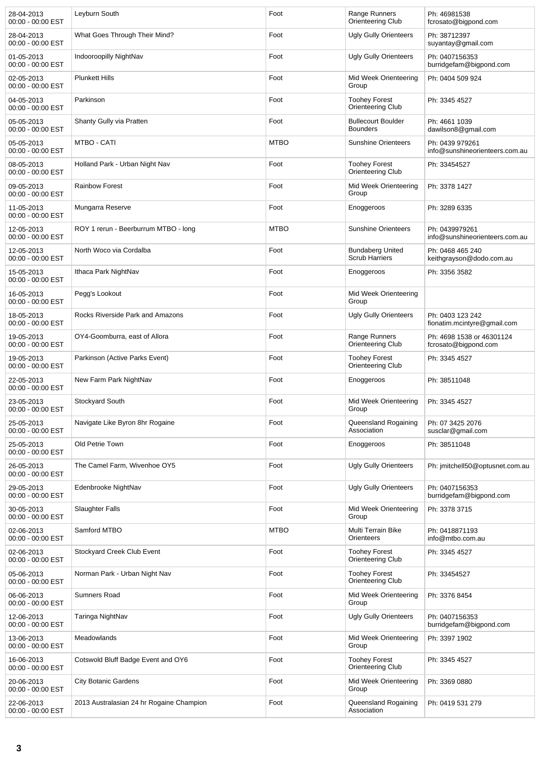| | | | | |
|---|---|---|---|---|
| 28-04-2013 00:00 - 00:00 EST | Leyburn South | Foot | Range Runners Orienteering Club | Ph: 46981538 fcrosato@bigpond.com |
| 28-04-2013 00:00 - 00:00 EST | What Goes Through Their Mind? | Foot | Ugly Gully Orienteers | Ph: 38712397 suyantay@gmail.com |
| 01-05-2013 00:00 - 00:00 EST | Indooroopilly NightNav | Foot | Ugly Gully Orienteers | Ph: 0407156353 burridgefam@bigpond.com |
| 02-05-2013 00:00 - 00:00 EST | Plunkett Hills | Foot | Mid Week Orienteering Group | Ph: 0404 509 924 |
| 04-05-2013 00:00 - 00:00 EST | Parkinson | Foot | Toohey Forest Orienteering Club | Ph: 3345 4527 |
| 05-05-2013 00:00 - 00:00 EST | Shanty Gully via Pratten | Foot | Bullecourt Boulder Bounders | Ph: 4661 1039 dawilson8@gmail.com |
| 05-05-2013 00:00 - 00:00 EST | MTBO - CATI | MTBO | Sunshine Orienteers | Ph: 0439 979261 info@sunshineorienteers.com.au |
| 08-05-2013 00:00 - 00:00 EST | Holland Park - Urban Night Nav | Foot | Toohey Forest Orienteering Club | Ph: 33454527 |
| 09-05-2013 00:00 - 00:00 EST | Rainbow Forest | Foot | Mid Week Orienteering Group | Ph: 3378 1427 |
| 11-05-2013 00:00 - 00:00 EST | Mungarra Reserve | Foot | Enoggeroos | Ph: 3289 6335 |
| 12-05-2013 00:00 - 00:00 EST | ROY 1 rerun - Beerburrum MTBO - long | MTBO | Sunshine Orienteers | Ph: 0439979261 info@sunshineorienteers.com.au |
| 12-05-2013 00:00 - 00:00 EST | North Woco via Cordalba | Foot | Bundaberg United Scrub Harriers | Ph: 0468 465 240 keithgrayson@dodo.com.au |
| 15-05-2013 00:00 - 00:00 EST | Ithaca Park NightNav | Foot | Enoggeroos | Ph: 3356 3582 |
| 16-05-2013 00:00 - 00:00 EST | Pegg's Lookout | Foot | Mid Week Orienteering Group | |
| 18-05-2013 00:00 - 00:00 EST | Rocks Riverside Park and Amazons | Foot | Ugly Gully Orienteers | Ph: 0403 123 242 fionatim.mcintyre@gmail.com |
| 19-05-2013 00:00 - 00:00 EST | OY4-Goomburra, east of Allora | Foot | Range Runners Orienteering Club | Ph: 4698 1538 or 46301124 fcrosato@bigpond.com |
| 19-05-2013 00:00 - 00:00 EST | Parkinson (Active Parks Event) | Foot | Toohey Forest Orienteering Club | Ph: 3345 4527 |
| 22-05-2013 00:00 - 00:00 EST | New Farm Park NightNav | Foot | Enoggeroos | Ph: 38511048 |
| 23-05-2013 00:00 - 00:00 EST | Stockyard South | Foot | Mid Week Orienteering Group | Ph: 3345 4527 |
| 25-05-2013 00:00 - 00:00 EST | Navigate Like Byron 8hr Rogaine | Foot | Queensland Rogaining Association | Ph: 07 3425 2076 susclar@gmail.com |
| 25-05-2013 00:00 - 00:00 EST | Old Petrie Town | Foot | Enoggeroos | Ph: 38511048 |
| 26-05-2013 00:00 - 00:00 EST | The Camel Farm, Wivenhoe OY5 | Foot | Ugly Gully Orienteers | Ph: jmitchell50@optusnet.com.au |
| 29-05-2013 00:00 - 00:00 EST | Edenbrooke NightNav | Foot | Ugly Gully Orienteers | Ph: 0407156353 burridgefam@bigpond.com |
| 30-05-2013 00:00 - 00:00 EST | Slaughter Falls | Foot | Mid Week Orienteering Group | Ph: 3378 3715 |
| 02-06-2013 00:00 - 00:00 EST | Samford MTBO | MTBO | Multi Terrain Bike Orienteers | Ph: 0418871193 info@mtbo.com.au |
| 02-06-2013 00:00 - 00:00 EST | Stockyard Creek Club Event | Foot | Toohey Forest Orienteering Club | Ph: 3345 4527 |
| 05-06-2013 00:00 - 00:00 EST | Norman Park - Urban Night Nav | Foot | Toohey Forest Orienteering Club | Ph: 33454527 |
| 06-06-2013 00:00 - 00:00 EST | Sumners Road | Foot | Mid Week Orienteering Group | Ph: 3376 8454 |
| 12-06-2013 00:00 - 00:00 EST | Taringa NightNav | Foot | Ugly Gully Orienteers | Ph: 0407156353 burridgefam@bigpond.com |
| 13-06-2013 00:00 - 00:00 EST | Meadowlands | Foot | Mid Week Orienteering Group | Ph: 3397 1902 |
| 16-06-2013 00:00 - 00:00 EST | Cotswold Bluff Badge Event and OY6 | Foot | Toohey Forest Orienteering Club | Ph: 3345 4527 |
| 20-06-2013 00:00 - 00:00 EST | City Botanic Gardens | Foot | Mid Week Orienteering Group | Ph: 3369 0880 |
| 22-06-2013 00:00 - 00:00 EST | 2013 Australasian 24 hr Rogaine Champion | Foot | Queensland Rogaining Association | Ph: 0419 531 279 |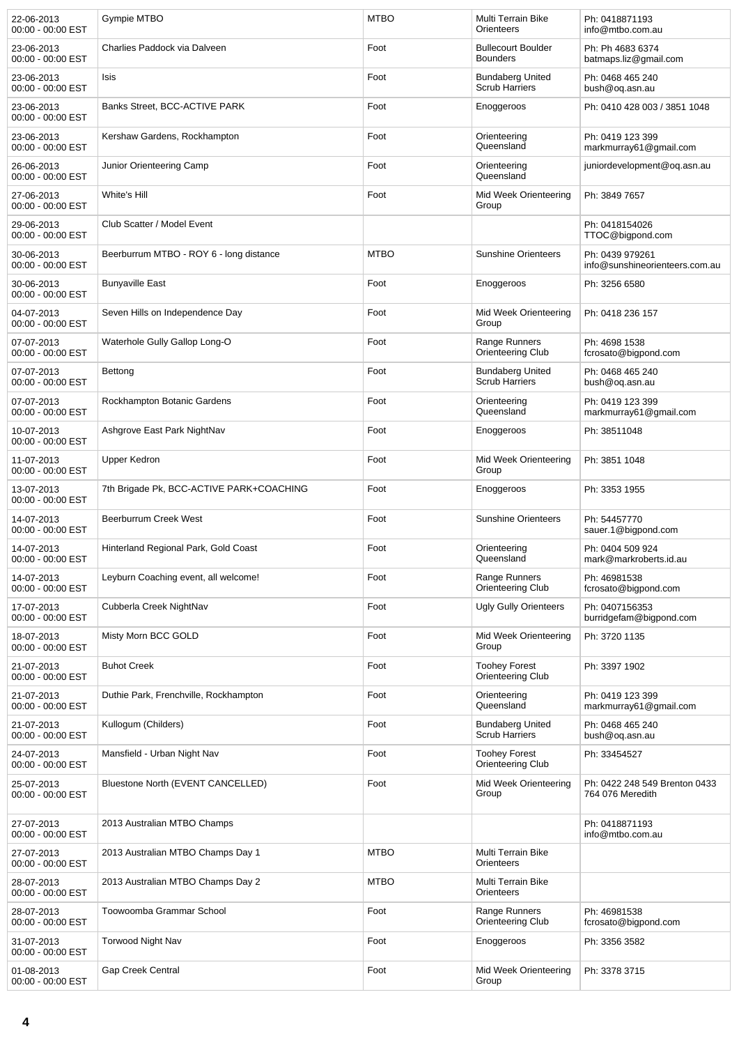| | | | | |
|---|---|---|---|---|
| 22-06-2013 00:00 - 00:00 EST | Gympie MTBO | MTBO | Multi Terrain Bike Orienteers | Ph: 0418871193 info@mtbo.com.au |
| 23-06-2013 00:00 - 00:00 EST | Charlies Paddock via Dalveen | Foot | Bullecourt Boulder Bounders | Ph: Ph 4683 6374 batmaps.liz@gmail.com |
| 23-06-2013 00:00 - 00:00 EST | Isis | Foot | Bundaberg United Scrub Harriers | Ph: 0468 465 240 bush@oq.asn.au |
| 23-06-2013 00:00 - 00:00 EST | Banks Street, BCC-ACTIVE PARK | Foot | Enoggeroos | Ph: 0410 428 003 / 3851 1048 |
| 23-06-2013 00:00 - 00:00 EST | Kershaw Gardens, Rockhampton | Foot | Orienteering Queensland | Ph: 0419 123 399 markmurray61@gmail.com |
| 26-06-2013 00:00 - 00:00 EST | Junior Orienteering Camp | Foot | Orienteering Queensland | juniordevelopment@oq.asn.au |
| 27-06-2013 00:00 - 00:00 EST | White's Hill | Foot | Mid Week Orienteering Group | Ph: 3849 7657 |
| 29-06-2013 00:00 - 00:00 EST | Club Scatter / Model Event | | | Ph: 0418154026 TTOC@bigpond.com |
| 30-06-2013 00:00 - 00:00 EST | Beerburrum MTBO - ROY 6 - long distance | MTBO | Sunshine Orienteers | Ph: 0439 979261 info@sunshineorienteers.com.au |
| 30-06-2013 00:00 - 00:00 EST | Bunyaville East | Foot | Enoggeroos | Ph: 3256 6580 |
| 04-07-2013 00:00 - 00:00 EST | Seven Hills on Independence Day | Foot | Mid Week Orienteering Group | Ph: 0418 236 157 |
| 07-07-2013 00:00 - 00:00 EST | Waterhole Gully Gallop Long-O | Foot | Range Runners Orienteering Club | Ph: 4698 1538 fcrosato@bigpond.com |
| 07-07-2013 00:00 - 00:00 EST | Bettong | Foot | Bundaberg United Scrub Harriers | Ph: 0468 465 240 bush@oq.asn.au |
| 07-07-2013 00:00 - 00:00 EST | Rockhampton Botanic Gardens | Foot | Orienteering Queensland | Ph: 0419 123 399 markmurray61@gmail.com |
| 10-07-2013 00:00 - 00:00 EST | Ashgrove East Park NightNav | Foot | Enoggeroos | Ph: 38511048 |
| 11-07-2013 00:00 - 00:00 EST | Upper Kedron | Foot | Mid Week Orienteering Group | Ph: 3851 1048 |
| 13-07-2013 00:00 - 00:00 EST | 7th Brigade Pk, BCC-ACTIVE PARK+COACHING | Foot | Enoggeroos | Ph: 3353 1955 |
| 14-07-2013 00:00 - 00:00 EST | Beerburrum Creek West | Foot | Sunshine Orienteers | Ph: 54457770 sauer.1@bigpond.com |
| 14-07-2013 00:00 - 00:00 EST | Hinterland Regional Park, Gold Coast | Foot | Orienteering Queensland | Ph: 0404 509 924 mark@markroberts.id.au |
| 14-07-2013 00:00 - 00:00 EST | Leyburn Coaching event, all welcome! | Foot | Range Runners Orienteering Club | Ph: 46981538 fcrosato@bigpond.com |
| 17-07-2013 00:00 - 00:00 EST | Cubberla Creek NightNav | Foot | Ugly Gully Orienteers | Ph: 0407156353 burridgefam@bigpond.com |
| 18-07-2013 00:00 - 00:00 EST | Misty Morn BCC GOLD | Foot | Mid Week Orienteering Group | Ph: 3720 1135 |
| 21-07-2013 00:00 - 00:00 EST | Buhot Creek | Foot | Toohey Forest Orienteering Club | Ph: 3397 1902 |
| 21-07-2013 00:00 - 00:00 EST | Duthie Park, Frenchville, Rockhampton | Foot | Orienteering Queensland | Ph: 0419 123 399 markmurray61@gmail.com |
| 21-07-2013 00:00 - 00:00 EST | Kullogum (Childers) | Foot | Bundaberg United Scrub Harriers | Ph: 0468 465 240 bush@oq.asn.au |
| 24-07-2013 00:00 - 00:00 EST | Mansfield - Urban Night Nav | Foot | Toohey Forest Orienteering Club | Ph: 33454527 |
| 25-07-2013 00:00 - 00:00 EST | Bluestone North (EVENT CANCELLED) | Foot | Mid Week Orienteering Group | Ph: 0422 248 549 Brenton 0433 764 076 Meredith |
| 27-07-2013 00:00 - 00:00 EST | 2013 Australian MTBO Champs | | | Ph: 0418871193 info@mtbo.com.au |
| 27-07-2013 00:00 - 00:00 EST | 2013 Australian MTBO Champs Day 1 | MTBO | Multi Terrain Bike Orienteers | |
| 28-07-2013 00:00 - 00:00 EST | 2013 Australian MTBO Champs Day 2 | MTBO | Multi Terrain Bike Orienteers | |
| 28-07-2013 00:00 - 00:00 EST | Toowoomba Grammar School | Foot | Range Runners Orienteering Club | Ph: 46981538 fcrosato@bigpond.com |
| 31-07-2013 00:00 - 00:00 EST | Torwood Night Nav | Foot | Enoggeroos | Ph: 3356 3582 |
| 01-08-2013 00:00 - 00:00 EST | Gap Creek Central | Foot | Mid Week Orienteering Group | Ph: 3378 3715 |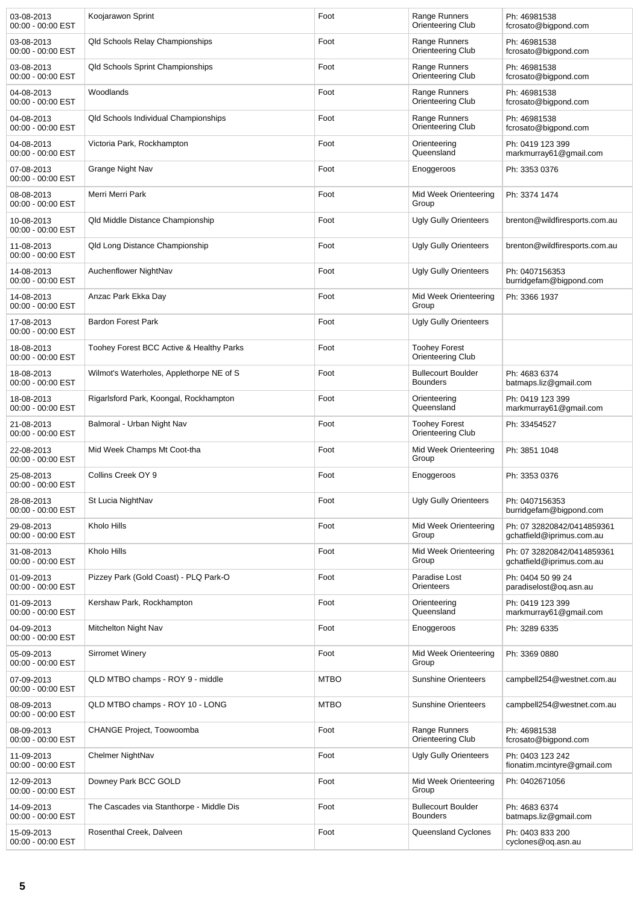| | | | | |
|---|---|---|---|---|
| 03-08-2013 00:00 - 00:00 EST | Koojarawon Sprint | Foot | Range Runners Orienteering Club | Ph: 46981538 fcrosato@bigpond.com |
| 03-08-2013 00:00 - 00:00 EST | Qld Schools Relay Championships | Foot | Range Runners Orienteering Club | Ph: 46981538 fcrosato@bigpond.com |
| 03-08-2013 00:00 - 00:00 EST | Qld Schools Sprint Championships | Foot | Range Runners Orienteering Club | Ph: 46981538 fcrosato@bigpond.com |
| 04-08-2013 00:00 - 00:00 EST | Woodlands | Foot | Range Runners Orienteering Club | Ph: 46981538 fcrosato@bigpond.com |
| 04-08-2013 00:00 - 00:00 EST | Qld Schools Individual Championships | Foot | Range Runners Orienteering Club | Ph: 46981538 fcrosato@bigpond.com |
| 04-08-2013 00:00 - 00:00 EST | Victoria Park, Rockhampton | Foot | Orienteering Queensland | Ph: 0419 123 399 markmurray61@gmail.com |
| 07-08-2013 00:00 - 00:00 EST | Grange Night Nav | Foot | Enoggeroos | Ph: 3353 0376 |
| 08-08-2013 00:00 - 00:00 EST | Merri Merri Park | Foot | Mid Week Orienteering Group | Ph: 3374 1474 |
| 10-08-2013 00:00 - 00:00 EST | Qld Middle Distance Championship | Foot | Ugly Gully Orienteers | brenton@wildfiresports.com.au |
| 11-08-2013 00:00 - 00:00 EST | Qld Long Distance Championship | Foot | Ugly Gully Orienteers | brenton@wildfiresports.com.au |
| 14-08-2013 00:00 - 00:00 EST | Auchenflower NightNav | Foot | Ugly Gully Orienteers | Ph: 0407156353 burridgefam@bigpond.com |
| 14-08-2013 00:00 - 00:00 EST | Anzac Park Ekka Day | Foot | Mid Week Orienteering Group | Ph: 3366 1937 |
| 17-08-2013 00:00 - 00:00 EST | Bardon Forest Park | Foot | Ugly Gully Orienteers | |
| 18-08-2013 00:00 - 00:00 EST | Toohey Forest BCC Active & Healthy Parks | Foot | Toohey Forest Orienteering Club | |
| 18-08-2013 00:00 - 00:00 EST | Wilmot's Waterholes, Applethorpe NE of S | Foot | Bullecourt Boulder Bounders | Ph: 4683 6374 batmaps.liz@gmail.com |
| 18-08-2013 00:00 - 00:00 EST | Rigarlsford Park, Koongal, Rockhampton | Foot | Orienteering Queensland | Ph: 0419 123 399 markmurray61@gmail.com |
| 21-08-2013 00:00 - 00:00 EST | Balmoral - Urban Night Nav | Foot | Toohey Forest Orienteering Club | Ph: 33454527 |
| 22-08-2013 00:00 - 00:00 EST | Mid Week Champs Mt Coot-tha | Foot | Mid Week Orienteering Group | Ph: 3851 1048 |
| 25-08-2013 00:00 - 00:00 EST | Collins Creek OY 9 | Foot | Enoggeroos | Ph: 3353 0376 |
| 28-08-2013 00:00 - 00:00 EST | St Lucia NightNav | Foot | Ugly Gully Orienteers | Ph: 0407156353 burridgefam@bigpond.com |
| 29-08-2013 00:00 - 00:00 EST | Kholo Hills | Foot | Mid Week Orienteering Group | Ph: 07 32820842/0414859361 gchatfield@iprimus.com.au |
| 31-08-2013 00:00 - 00:00 EST | Kholo Hills | Foot | Mid Week Orienteering Group | Ph: 07 32820842/0414859361 gchatfield@iprimus.com.au |
| 01-09-2013 00:00 - 00:00 EST | Pizzey Park (Gold Coast) - PLQ Park-O | Foot | Paradise Lost Orienteers | Ph: 0404 50 99 24 paradiselost@oq.asn.au |
| 01-09-2013 00:00 - 00:00 EST | Kershaw Park, Rockhampton | Foot | Orienteering Queensland | Ph: 0419 123 399 markmurray61@gmail.com |
| 04-09-2013 00:00 - 00:00 EST | Mitchelton Night Nav | Foot | Enoggeroos | Ph: 3289 6335 |
| 05-09-2013 00:00 - 00:00 EST | Sirromet Winery | Foot | Mid Week Orienteering Group | Ph: 3369 0880 |
| 07-09-2013 00:00 - 00:00 EST | QLD MTBO champs - ROY 9 - middle | MTBO | Sunshine Orienteers | campbell254@westnet.com.au |
| 08-09-2013 00:00 - 00:00 EST | QLD MTBO champs - ROY 10 - LONG | MTBO | Sunshine Orienteers | campbell254@westnet.com.au |
| 08-09-2013 00:00 - 00:00 EST | CHANGE Project, Toowoomba | Foot | Range Runners Orienteering Club | Ph: 46981538 fcrosato@bigpond.com |
| 11-09-2013 00:00 - 00:00 EST | Chelmer NightNav | Foot | Ugly Gully Orienteers | Ph: 0403 123 242 fionatim.mcintyre@gmail.com |
| 12-09-2013 00:00 - 00:00 EST | Downey Park BCC GOLD | Foot | Mid Week Orienteering Group | Ph: 0402671056 |
| 14-09-2013 00:00 - 00:00 EST | The Cascades via Stanthorpe - Middle Dis | Foot | Bullecourt Boulder Bounders | Ph: 4683 6374 batmaps.liz@gmail.com |
| 15-09-2013 00:00 - 00:00 EST | Rosenthal Creek, Dalveen | Foot | Queensland Cyclones | Ph: 0403 833 200 cyclones@oq.asn.au |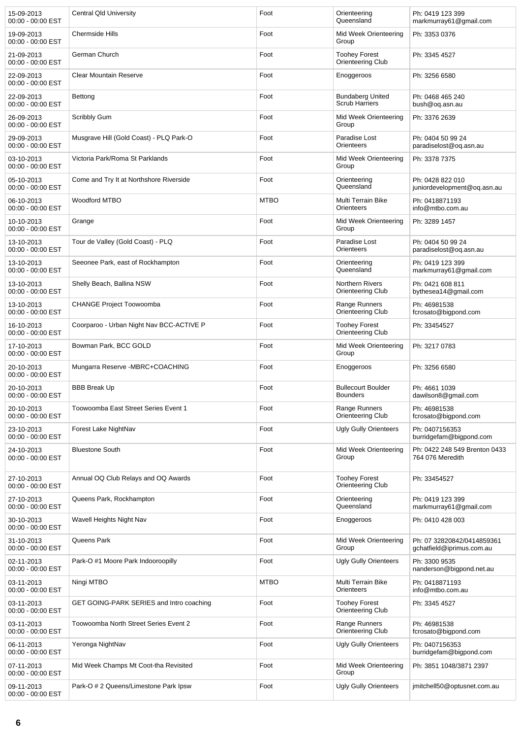| | | | | |
|---|---|---|---|---|
| 15-09-2013 00:00 - 00:00 EST | Central Qld University | Foot | Orienteering Queensland | Ph: 0419 123 399 markmurray61@gmail.com |
| 19-09-2013 00:00 - 00:00 EST | Chermside Hills | Foot | Mid Week Orienteering Group | Ph: 3353 0376 |
| 21-09-2013 00:00 - 00:00 EST | German Church | Foot | Toohey Forest Orienteering Club | Ph: 3345 4527 |
| 22-09-2013 00:00 - 00:00 EST | Clear Mountain Reserve | Foot | Enoggeroos | Ph: 3256 6580 |
| 22-09-2013 00:00 - 00:00 EST | Bettong | Foot | Bundaberg United Scrub Harriers | Ph: 0468 465 240 bush@oq.asn.au |
| 26-09-2013 00:00 - 00:00 EST | Scribbly Gum | Foot | Mid Week Orienteering Group | Ph: 3376 2639 |
| 29-09-2013 00:00 - 00:00 EST | Musgrave Hill (Gold Coast) - PLQ Park-O | Foot | Paradise Lost Orienteers | Ph: 0404 50 99 24 paradiselost@oq.asn.au |
| 03-10-2013 00:00 - 00:00 EST | Victoria Park/Roma St Parklands | Foot | Mid Week Orienteering Group | Ph: 3378 7375 |
| 05-10-2013 00:00 - 00:00 EST | Come and Try It at Northshore Riverside | Foot | Orienteering Queensland | Ph: 0428 822 010 juniordevelopment@oq.asn.au |
| 06-10-2013 00:00 - 00:00 EST | Woodford MTBO | MTBO | Multi Terrain Bike Orienteers | Ph: 0418871193 info@mtbo.com.au |
| 10-10-2013 00:00 - 00:00 EST | Grange | Foot | Mid Week Orienteering Group | Ph: 3289 1457 |
| 13-10-2013 00:00 - 00:00 EST | Tour de Valley (Gold Coast) - PLQ | Foot | Paradise Lost Orienteers | Ph: 0404 50 99 24 paradiselost@oq.asn.au |
| 13-10-2013 00:00 - 00:00 EST | Seeonee Park, east of Rockhampton | Foot | Orienteering Queensland | Ph: 0419 123 399 markmurray61@gmail.com |
| 13-10-2013 00:00 - 00:00 EST | Shelly Beach, Ballina NSW | Foot | Northern Rivers Orienteering Club | Ph: 0421 608 811 bythesea14@gmail.com |
| 13-10-2013 00:00 - 00:00 EST | CHANGE Project Toowoomba | Foot | Range Runners Orienteering Club | Ph: 46981538 fcrosato@bigpond.com |
| 16-10-2013 00:00 - 00:00 EST | Coorparoo - Urban Night Nav BCC-ACTIVE P | Foot | Toohey Forest Orienteering Club | Ph: 33454527 |
| 17-10-2013 00:00 - 00:00 EST | Bowman Park, BCC GOLD | Foot | Mid Week Orienteering Group | Ph: 3217 0783 |
| 20-10-2013 00:00 - 00:00 EST | Mungarra Reserve -MBRC+COACHING | Foot | Enoggeroos | Ph: 3256 6580 |
| 20-10-2013 00:00 - 00:00 EST | BBB Break Up | Foot | Bullecourt Boulder Bounders | Ph: 4661 1039 dawilson8@gmail.com |
| 20-10-2013 00:00 - 00:00 EST | Toowoomba East Street Series Event 1 | Foot | Range Runners Orienteering Club | Ph: 46981538 fcrosato@bigpond.com |
| 23-10-2013 00:00 - 00:00 EST | Forest Lake NightNav | Foot | Ugly Gully Orienteers | Ph: 0407156353 burridgefam@bigpond.com |
| 24-10-2013 00:00 - 00:00 EST | Bluestone South | Foot | Mid Week Orienteering Group | Ph: 0422 248 549 Brenton 0433 764 076 Meredith |
| 27-10-2013 00:00 - 00:00 EST | Annual OQ Club Relays and OQ Awards | Foot | Toohey Forest Orienteering Club | Ph: 33454527 |
| 27-10-2013 00:00 - 00:00 EST | Queens Park, Rockhampton | Foot | Orienteering Queensland | Ph: 0419 123 399 markmurray61@gmail.com |
| 30-10-2013 00:00 - 00:00 EST | Wavell Heights Night Nav | Foot | Enoggeroos | Ph: 0410 428 003 |
| 31-10-2013 00:00 - 00:00 EST | Queens Park | Foot | Mid Week Orienteering Group | Ph: 07 32820842/0414859361 gchatfield@iprimus.com.au |
| 02-11-2013 00:00 - 00:00 EST | Park-O #1 Moore Park Indooroopilly | Foot | Ugly Gully Orienteers | Ph: 3300 9535 nanderson@bigpond.net.au |
| 03-11-2013 00:00 - 00:00 EST | Ningi MTBO | MTBO | Multi Terrain Bike Orienteers | Ph: 0418871193 info@mtbo.com.au |
| 03-11-2013 00:00 - 00:00 EST | GET GOING-PARK SERIES and Intro coaching | Foot | Toohey Forest Orienteering Club | Ph: 3345 4527 |
| 03-11-2013 00:00 - 00:00 EST | Toowoomba North Street Series Event 2 | Foot | Range Runners Orienteering Club | Ph: 46981538 fcrosato@bigpond.com |
| 06-11-2013 00:00 - 00:00 EST | Yeronga NightNav | Foot | Ugly Gully Orienteers | Ph: 0407156353 burridgefam@bigpond.com |
| 07-11-2013 00:00 - 00:00 EST | Mid Week Champs Mt Coot-tha Revisited | Foot | Mid Week Orienteering Group | Ph: 3851 1048/3871 2397 |
| 09-11-2013 00:00 - 00:00 EST | Park-O # 2 Queens/Limestone Park Ipsw | Foot | Ugly Gully Orienteers | jmitchell50@optusnet.com.au |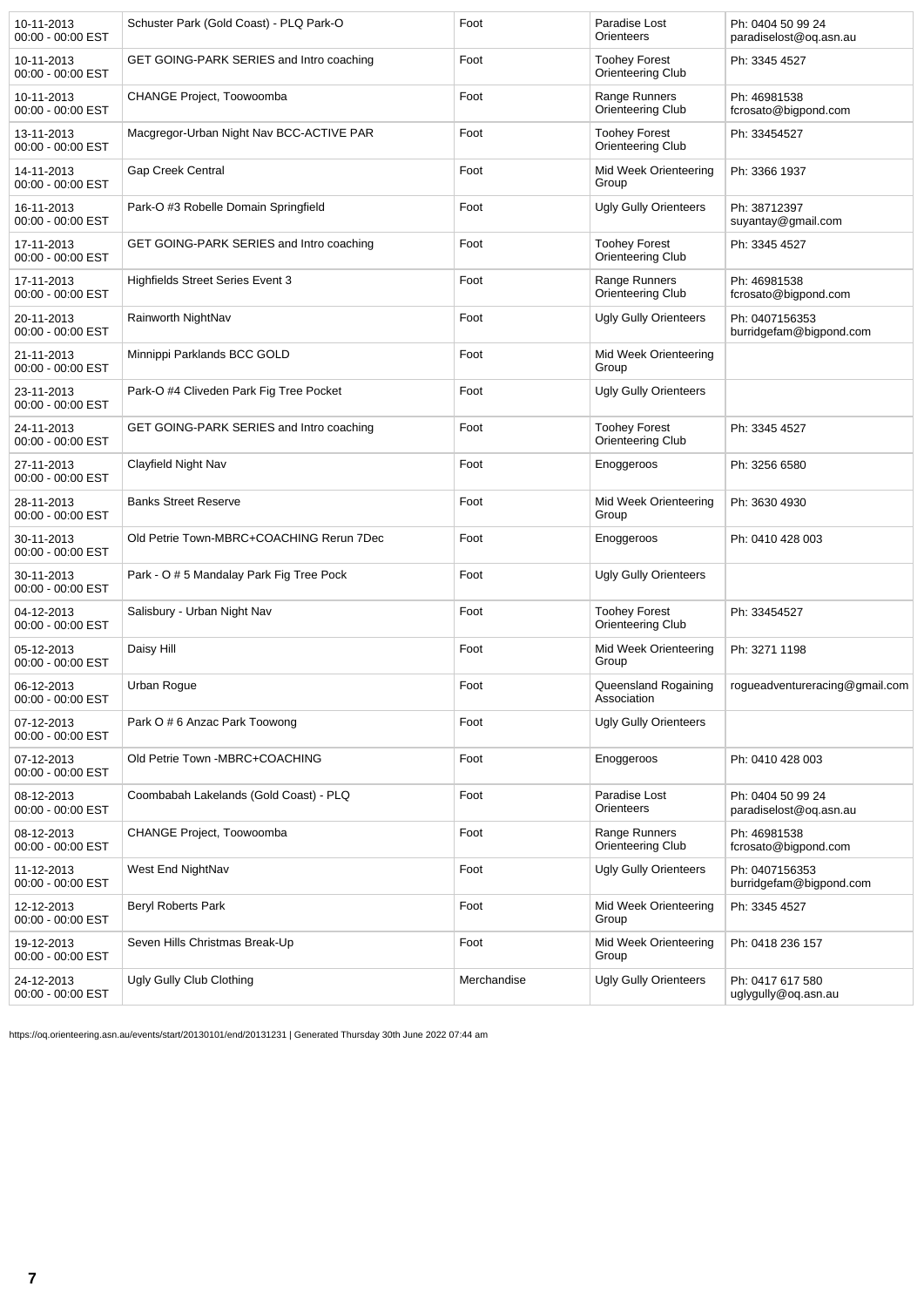| | | | | |
|---|---|---|---|---|
| 10-11-2013 00:00 - 00:00 EST | Schuster Park (Gold Coast) - PLQ Park-O | Foot | Paradise Lost Orienteers | Ph: 0404 50 99 24 paradiselost@oq.asn.au |
| 10-11-2013 00:00 - 00:00 EST | GET GOING-PARK SERIES and Intro coaching | Foot | Toohey Forest Orienteering Club | Ph: 3345 4527 |
| 10-11-2013 00:00 - 00:00 EST | CHANGE Project, Toowoomba | Foot | Range Runners Orienteering Club | Ph: 46981538 fcrosato@bigpond.com |
| 13-11-2013 00:00 - 00:00 EST | Macgregor-Urban Night Nav BCC-ACTIVE PAR | Foot | Toohey Forest Orienteering Club | Ph: 33454527 |
| 14-11-2013 00:00 - 00:00 EST | Gap Creek Central | Foot | Mid Week Orienteering Group | Ph: 3366 1937 |
| 16-11-2013 00:00 - 00:00 EST | Park-O #3 Robelle Domain Springfield | Foot | Ugly Gully Orienteers | Ph: 38712397 suyantay@gmail.com |
| 17-11-2013 00:00 - 00:00 EST | GET GOING-PARK SERIES and Intro coaching | Foot | Toohey Forest Orienteering Club | Ph: 3345 4527 |
| 17-11-2013 00:00 - 00:00 EST | Highfields Street Series Event 3 | Foot | Range Runners Orienteering Club | Ph: 46981538 fcrosato@bigpond.com |
| 20-11-2013 00:00 - 00:00 EST | Rainworth NightNav | Foot | Ugly Gully Orienteers | Ph: 0407156353 burridgefam@bigpond.com |
| 21-11-2013 00:00 - 00:00 EST | Minnippi Parklands BCC GOLD | Foot | Mid Week Orienteering Group | |
| 23-11-2013 00:00 - 00:00 EST | Park-O #4 Cliveden Park Fig Tree Pocket | Foot | Ugly Gully Orienteers | |
| 24-11-2013 00:00 - 00:00 EST | GET GOING-PARK SERIES and Intro coaching | Foot | Toohey Forest Orienteering Club | Ph: 3345 4527 |
| 27-11-2013 00:00 - 00:00 EST | Clayfield Night Nav | Foot | Enoggeroos | Ph: 3256 6580 |
| 28-11-2013 00:00 - 00:00 EST | Banks Street Reserve | Foot | Mid Week Orienteering Group | Ph: 3630 4930 |
| 30-11-2013 00:00 - 00:00 EST | Old Petrie Town-MBRC+COACHING Rerun 7Dec | Foot | Enoggeroos | Ph: 0410 428 003 |
| 30-11-2013 00:00 - 00:00 EST | Park - O # 5 Mandalay Park Fig Tree Pock | Foot | Ugly Gully Orienteers | |
| 04-12-2013 00:00 - 00:00 EST | Salisbury - Urban Night Nav | Foot | Toohey Forest Orienteering Club | Ph: 33454527 |
| 05-12-2013 00:00 - 00:00 EST | Daisy Hill | Foot | Mid Week Orienteering Group | Ph: 3271 1198 |
| 06-12-2013 00:00 - 00:00 EST | Urban Rogue | Foot | Queensland Rogaining Association | rogueadventureracing@gmail.com |
| 07-12-2013 00:00 - 00:00 EST | Park O # 6 Anzac Park Toowong | Foot | Ugly Gully Orienteers | |
| 07-12-2013 00:00 - 00:00 EST | Old Petrie Town -MBRC+COACHING | Foot | Enoggeroos | Ph: 0410 428 003 |
| 08-12-2013 00:00 - 00:00 EST | Coombabah Lakelands (Gold Coast) - PLQ | Foot | Paradise Lost Orienteers | Ph: 0404 50 99 24 paradiselost@oq.asn.au |
| 08-12-2013 00:00 - 00:00 EST | CHANGE Project, Toowoomba | Foot | Range Runners Orienteering Club | Ph: 46981538 fcrosato@bigpond.com |
| 11-12-2013 00:00 - 00:00 EST | West End NightNav | Foot | Ugly Gully Orienteers | Ph: 0407156353 burridgefam@bigpond.com |
| 12-12-2013 00:00 - 00:00 EST | Beryl Roberts Park | Foot | Mid Week Orienteering Group | Ph: 3345 4527 |
| 19-12-2013 00:00 - 00:00 EST | Seven Hills Christmas Break-Up | Foot | Mid Week Orienteering Group | Ph: 0418 236 157 |
| 24-12-2013 00:00 - 00:00 EST | Ugly Gully Club Clothing | Merchandise | Ugly Gully Orienteers | Ph: 0417 617 580 uglygully@oq.asn.au |

https://oq.orienteering.asn.au/events/start/20130101/end/20131231 | Generated Thursday 30th June 2022 07:44 am